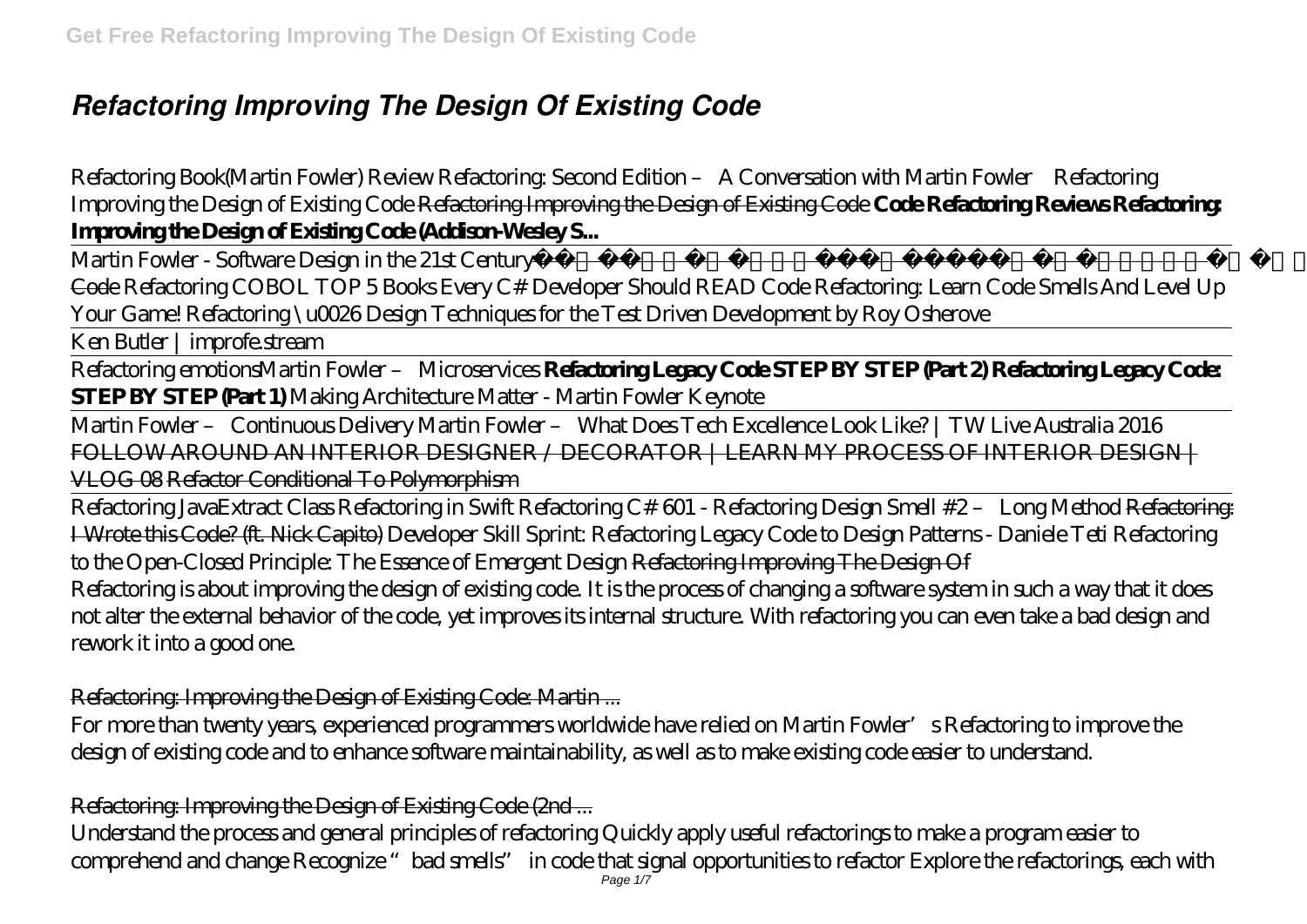# *Refactoring Improving The Design Of Existing Code*

*Refactoring Book(Martin Fowler) Review Refactoring: Second Edition – A Conversation with Martin Fowler Refactoring Improving the Design of Existing Code* ~~Refactoring Improving the Design of Existing Code~~ **Code Refactoring Reviews Refactoring: Improving the Design of Existing Code (Addison-Wesley S...**

*Martin Fowler - Software Design in the 21st Century* ~~Code~~ *Refactoring COBOL TOP 5 Books Every C# Developer Should READ Code Refactoring: Learn Code Smells And Level Up Your Game! Refactoring \u0026 Design Techniques for the Test Driven Development by Roy Osherove*

Ken Butler | improfe.stream

Refactoring emotions*Martin Fowler – Microservices* **Refactoring Legacy Code STEP BY STEP (Part 2) Refactoring Legacy Code: STEP BY STEP (Part 1)** *Making Architecture Matter - Martin Fowler Keynote*

Martin Fowler – Continuous Delivery *Martin Fowler – What Does Tech Excellence Look Like? | TW Live Australia 2016* ~~FOLLOW AROUND AN INTERIOR DESIGNER / DECORATOR | LEARN MY PROCESS OF INTERIOR DESIGN | VLOG 08~~ ~~Refactor Conditional To Polymorphism~~

Refactoring Java*Extract Class Refactoring in Swift Refactoring C# 601 - Refactoring Design Smell #2 – Long Method* ~~Refactoring: I Wrote this Code? (ft. Nick Capito)~~ *Developer Skill Sprint: Refactoring Legacy Code to Design Patterns - Daniele Teti Refactoring to the Open-Closed Principle: The Essence of Emergent Design* ~~Refactoring Improving The Design Of~~

Refactoring is about improving the design of existing code. It is the process of changing a software system in such a way that it does not alter the external behavior of the code, yet improves its internal structure. With refactoring you can even take a bad design and rework it into a good one.

~~Refactoring: Improving the Design of Existing Code: Martin ...~~

For more than twenty years, experienced programmers worldwide have relied on Martin Fowler's Refactoring to improve the design of existing code and to enhance software maintainability, as well as to make existing code easier to understand.

~~Refactoring: Improving the Design of Existing Code (2nd ...~~

Understand the process and general principles of refactoring Quickly apply useful refactorings to make a program easier to comprehend and change Recognize "bad smells" in code that signal opportunities to refactor Explore the refactorings, each with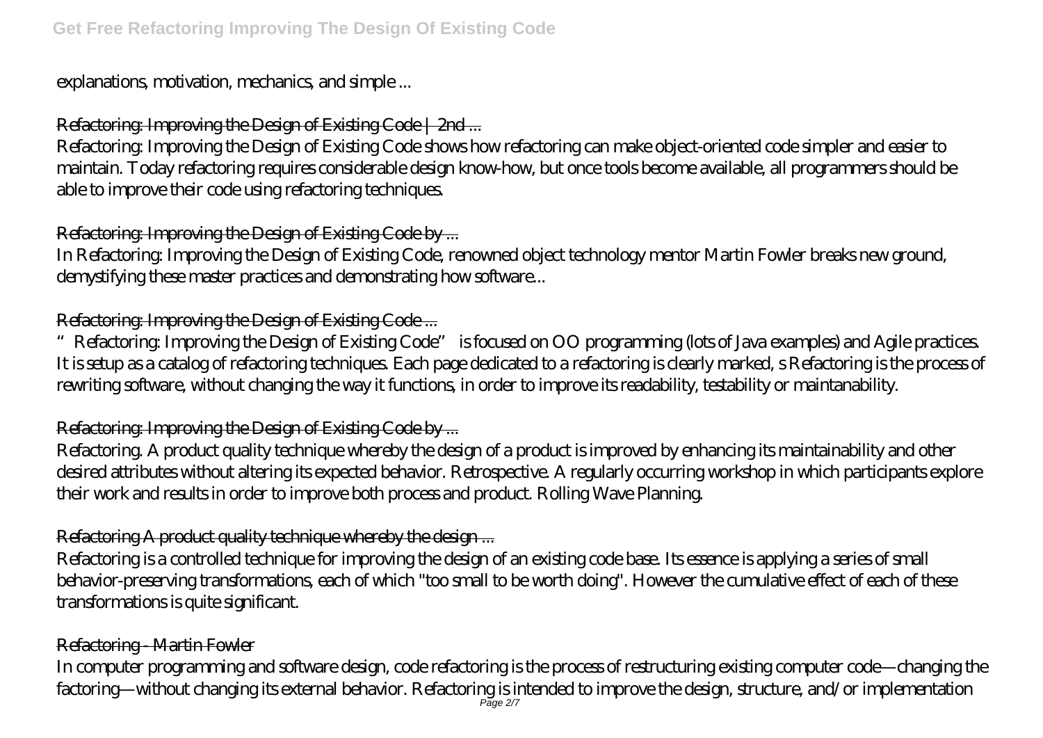explanations, motivation, mechanics, and simple ...

## Refactoring: Improving the Design of Existing Code | 2nd ...

Refactoring: Improving the Design of Existing Code shows how refactoring can make object-oriented code simpler and easier to maintain. Today refactoring requires considerable design know-how, but once tools become available, all programmers should be able to improve their code using refactoring techniques.

## Refactoring: Improving the Design of Existing Code by ...

In Refactoring: Improving the Design of Existing Code, renowned object technology mentor Martin Fowler breaks new ground, demystifying these master practices and demonstrating how software...

## Refactoring: Improving the Design of Existing Code ...

"Refactoring: Improving the Design of Existing Code" is focused on OO programming (lots of Java examples) and Agile practices. It is setup as a catalog of refactoring techniques. Each page dedicated to a refactoring is clearly marked, s Refactoring is the process of rewriting software, without changing the way it functions, in order to improve its readability, testability or maintanability.

## Refactoring: Improving the Design of Existing Code by ...

Refactoring. A product quality technique whereby the design of a product is improved by enhancing its maintainability and other desired attributes without altering its expected behavior. Retrospective. A regularly occurring workshop in which participants explore their work and results in order to improve both process and product. Rolling Wave Planning.

## Refactoring A product quality technique whereby the design ...

Refactoring is a controlled technique for improving the design of an existing code base. Its essence is applying a series of small behavior-preserving transformations, each of which "too small to be worth doing". However the cumulative effect of each of these transformations is quite significant.

## Refactoring - Martin Fowler

In computer programming and software design, code refactoring is the process of restructuring existing computer code—changing the factoring—without changing its external behavior. Refactoring is intended to improve the design, structure, and/or implementation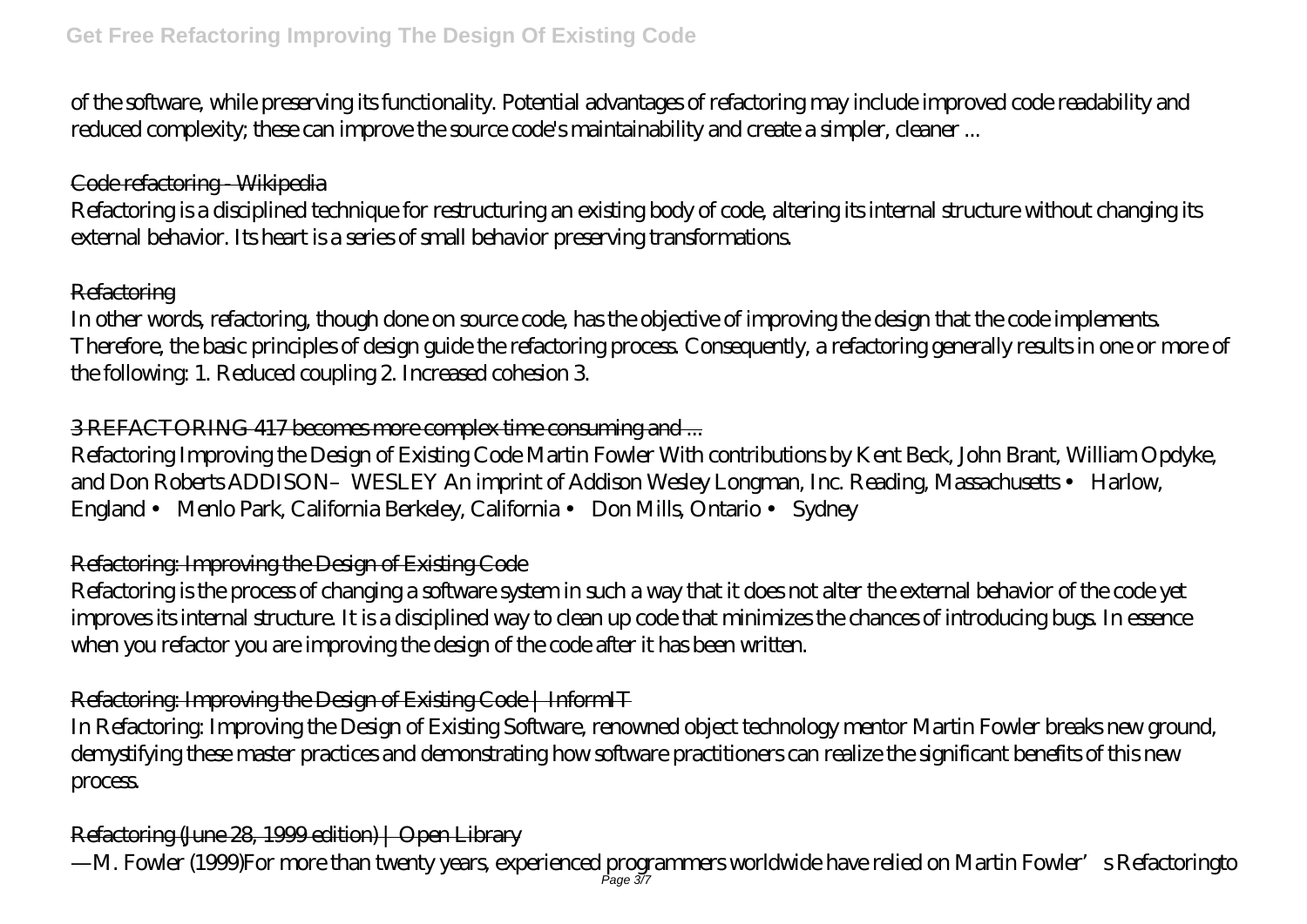of the software, while preserving its functionality. Potential advantages of refactoring may include improved code readability and reduced complexity; these can improve the source code's maintainability and create a simpler, cleaner ...

## Code refactoring - Wikipedia

Refactoring is a disciplined technique for restructuring an existing body of code, altering its internal structure without changing its external behavior. Its heart is a series of small behavior preserving transformations.

## Refactoring

In other words, refactoring, though done on source code, has the objective of improving the design that the code implements. Therefore, the basic principles of design guide the refactoring process. Consequently, a refactoring generally results in one or more of the following: 1. Reduced coupling 2. Increased cohesion 3.

## 3 REFACTORING 417 becomes more complex time consuming and ...

Refactoring Improving the Design of Existing Code Martin Fowler With contributions by Kent Beck, John Brant, William Opdyke, and Don Roberts ADDISON–WESLEY An imprint of Addison Wesley Longman, Inc. Reading, Massachusetts • Harlow, England • Menlo Park, California Berkeley, California • Don Mills, Ontario • Sydney

## Refactoring: Improving the Design of Existing Code

Refactoring is the process of changing a software system in such a way that it does not alter the external behavior of the code yet improves its internal structure. It is a disciplined way to clean up code that minimizes the chances of introducing bugs. In essence when you refactor you are improving the design of the code after it has been written.

## Refactoring: Improving the Design of Existing Code | InformIT

In Refactoring: Improving the Design of Existing Software, renowned object technology mentor Martin Fowler breaks new ground, demystifying these master practices and demonstrating how software practitioners can realize the significant benefits of this new process.

## Refactoring (June 28, 1999 edition) | Open Library

—M. Fowler (1999)For more than twenty years, experienced programmers worldwide have relied on Martin Fowler's Refactoringto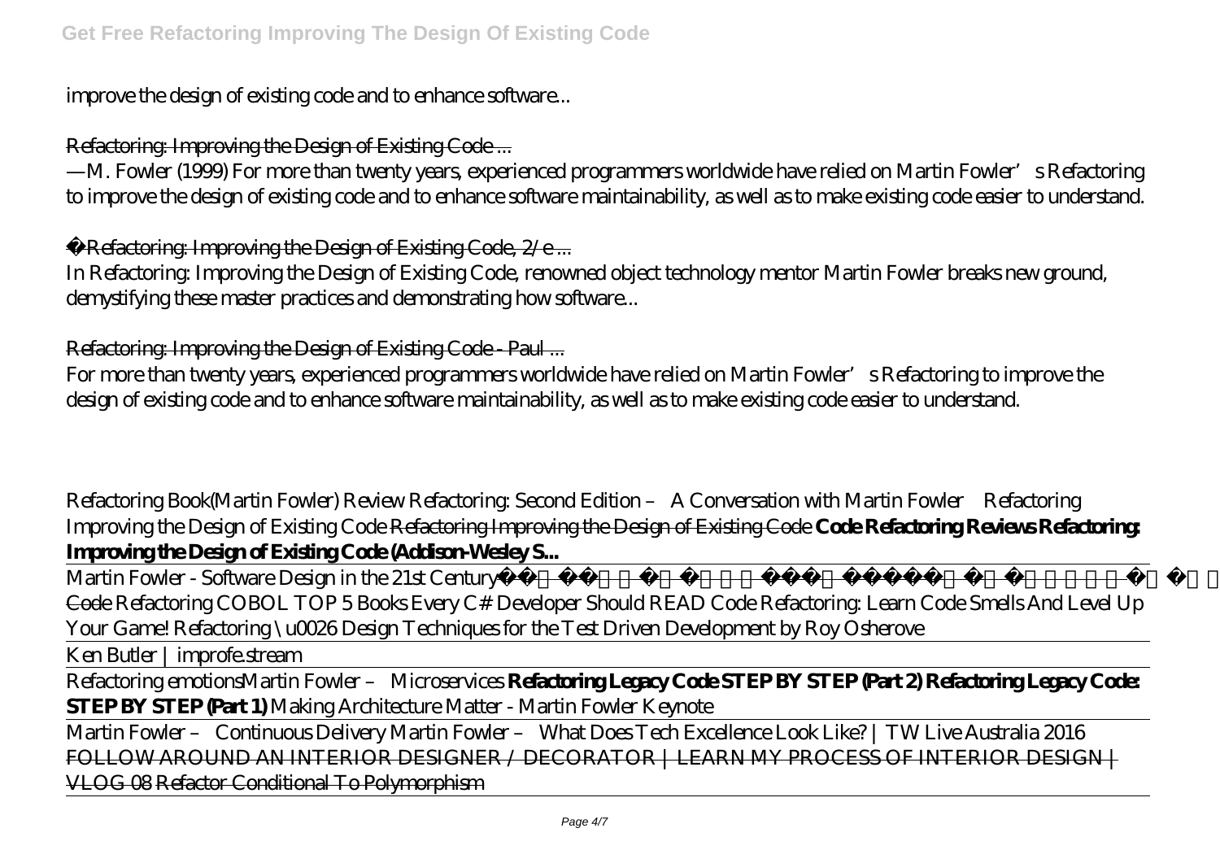improve the design of existing code and to enhance software...

Refactoring: Improving the Design of Existing Code ...

—M. Fowler (1999) For more than twenty years, experienced programmers worldwide have relied on Martin Fowler's Refactoring to improve the design of existing code and to enhance software maintainability, as well as to make existing code easier to understand.

Refactoring: Improving the Design of Existing Code, 2/e ...

In Refactoring: Improving the Design of Existing Code, renowned object technology mentor Martin Fowler breaks new ground, demystifying these master practices and demonstrating how software...

Refactoring: Improving the Design of Existing Code - Paul ...

For more than twenty years, experienced programmers worldwide have relied on Martin Fowler's Refactoring to improve the design of existing code and to enhance software maintainability, as well as to make existing code easier to understand.

*Refactoring Book(Martin Fowler) Review* *Refactoring: Second Edition – A Conversation with Martin Fowler* *Refactoring Improving the Design of Existing Code* Refactoring Improving the Design of Existing Code **Code Refactoring Reviews Refactoring: Improving the Design of Existing Code (Addison-Wesley S...**

*Martin Fowler - Software Design in the 21st Century* Code *Refactoring COBOL* *TOP 5 Books Every C# Developer Should READ* *Code Refactoring: Learn Code Smells And Level Up Your Game!* *Refactoring \u0026 Design Techniques for the Test Driven Development by Roy Osherove*

Ken Butler | improfe.stream

Refactoring emotions*Martin Fowler – Microservices* **Refactoring Legacy Code STEP BY STEP (Part 2) Refactoring Legacy Code: STEP BY STEP (Part 1)** *Making Architecture Matter - Martin Fowler Keynote*

Martin Fowler – Continuous Delivery Martin Fowler – What Does Tech Excellence Look Like? | TW Live Australia 2016 FOLLOW AROUND AN INTERIOR DESIGNER / DECORATOR | LEARN MY PROCESS OF INTERIOR DESIGN | VLOG 08 Refactor Conditional To Polymorphism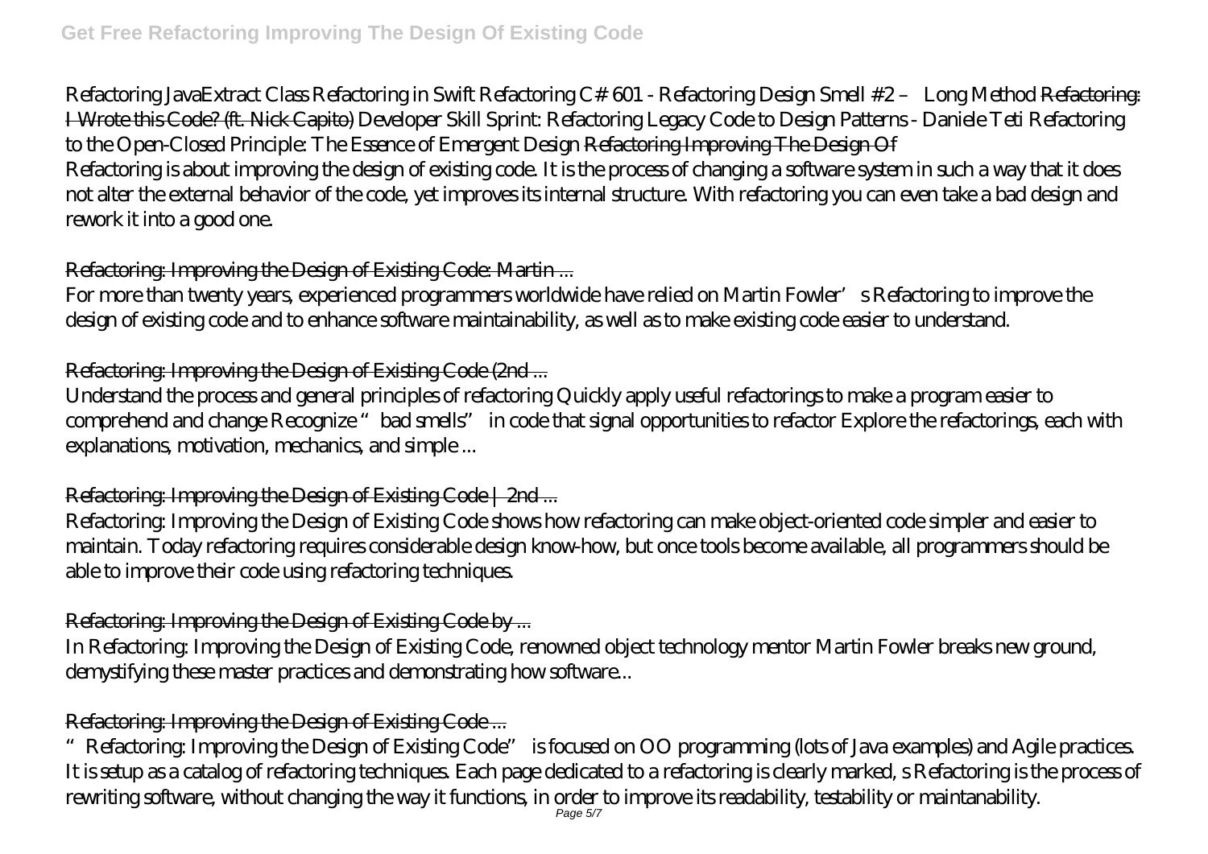*Refactoring Java*Extract Class Refactoring in Swift Refactoring C# 601 - Refactoring Design Smell #2 – Long Method ~~Refactoring: I Wrote this Code? (ft. Nick Capito)~~ *Developer Skill Sprint: Refactoring Legacy Code to Design Patterns - Daniele Teti Refactoring to the Open-Closed Principle: The Essence of Emergent Design* ~~Refactoring Improving The Design Of~~

Refactoring is about improving the design of existing code. It is the process of changing a software system in such a way that it does not alter the external behavior of the code, yet improves its internal structure. With refactoring you can even take a bad design and rework it into a good one.

## ~~Refactoring: Improving the Design of Existing Code: Martin ...~~

For more than twenty years, experienced programmers worldwide have relied on Martin Fowler's Refactoring to improve the design of existing code and to enhance software maintainability, as well as to make existing code easier to understand.

## ~~Refactoring: Improving the Design of Existing Code (2nd ...~~

Understand the process and general principles of refactoring Quickly apply useful refactorings to make a program easier to comprehend and change Recognize "bad smells" in code that signal opportunities to refactor Explore the refactorings, each with explanations, motivation, mechanics, and simple ...

## ~~Refactoring: Improving the Design of Existing Code | 2nd ...~~

Refactoring: Improving the Design of Existing Code shows how refactoring can make object-oriented code simpler and easier to maintain. Today refactoring requires considerable design know-how, but once tools become available, all programmers should be able to improve their code using refactoring techniques.

## ~~Refactoring: Improving the Design of Existing Code by ...~~

In Refactoring: Improving the Design of Existing Code, renowned object technology mentor Martin Fowler breaks new ground, demystifying these master practices and demonstrating how software...

## ~~Refactoring: Improving the Design of Existing Code ...~~

"Refactoring: Improving the Design of Existing Code" is focused on OO programming (lots of Java examples) and Agile practices. It is setup as a catalog of refactoring techniques. Each page dedicated to a refactoring is clearly marked, s Refactoring is the process of rewriting software, without changing the way it functions, in order to improve its readability, testability or maintanability.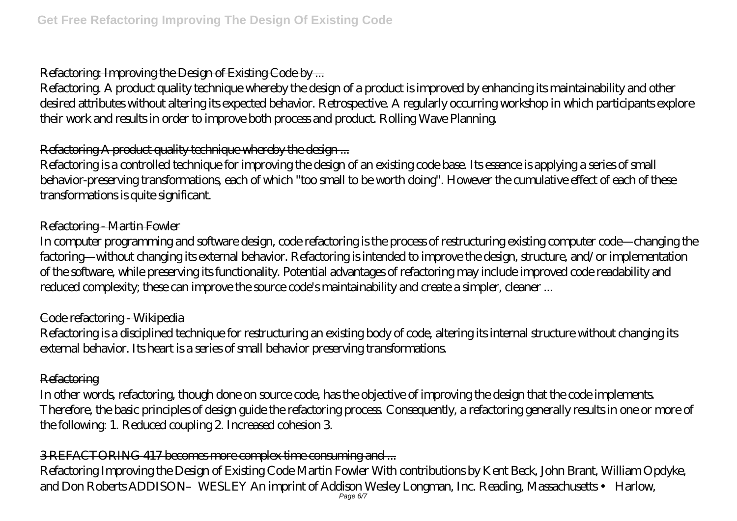Refactoring: Improving the Design of Existing Code by ...

Refactoring. A product quality technique whereby the design of a product is improved by enhancing its maintainability and other desired attributes without altering its expected behavior. Retrospective. A regularly occurring workshop in which participants explore their work and results in order to improve both process and product. Rolling Wave Planning.

Refactoring A product quality technique whereby the design ...

Refactoring is a controlled technique for improving the design of an existing code base. Its essence is applying a series of small behavior-preserving transformations, each of which "too small to be worth doing". However the cumulative effect of each of these transformations is quite significant.

Refactoring - Martin Fowler

In computer programming and software design, code refactoring is the process of restructuring existing computer code—changing the factoring—without changing its external behavior. Refactoring is intended to improve the design, structure, and/or implementation of the software, while preserving its functionality. Potential advantages of refactoring may include improved code readability and reduced complexity; these can improve the source code's maintainability and create a simpler, cleaner ...

Code refactoring - Wikipedia

Refactoring is a disciplined technique for restructuring an existing body of code, altering its internal structure without changing its external behavior. Its heart is a series of small behavior preserving transformations.

Refactoring

In other words, refactoring, though done on source code, has the objective of improving the design that the code implements. Therefore, the basic principles of design guide the refactoring process. Consequently, a refactoring generally results in one or more of the following: 1. Reduced coupling 2. Increased cohesion 3.

3 REFACTORING 417 becomes more complex time consuming and ...

Refactoring Improving the Design of Existing Code Martin Fowler With contributions by Kent Beck, John Brant, William Opdyke, and Don Roberts ADDISON–WESLEY An imprint of Addison Wesley Longman, Inc. Reading, Massachusetts • Harlow,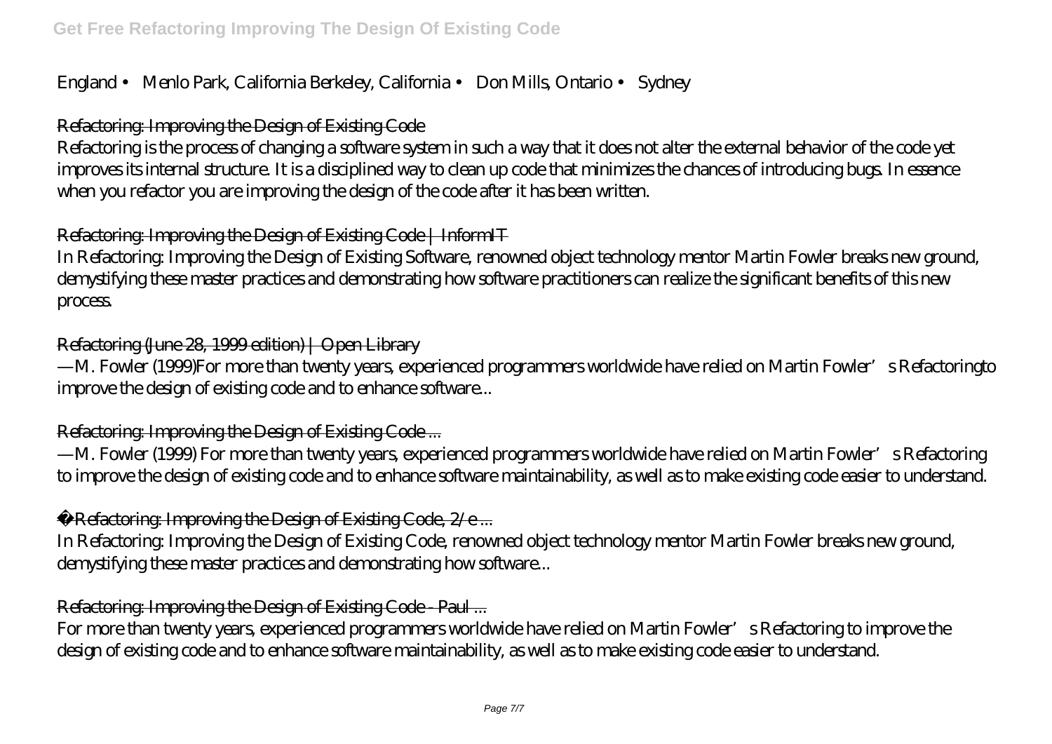England • Menlo Park, California Berkeley, California • Don Mills, Ontario • Sydney

Refactoring: Improving the Design of Existing Code

Refactoring is the process of changing a software system in such a way that it does not alter the external behavior of the code yet improves its internal structure. It is a disciplined way to clean up code that minimizes the chances of introducing bugs. In essence when you refactor you are improving the design of the code after it has been written.

Refactoring: Improving the Design of Existing Code | InformIT

In Refactoring: Improving the Design of Existing Software, renowned object technology mentor Martin Fowler breaks new ground, demystifying these master practices and demonstrating how software practitioners can realize the significant benefits of this new process.

Refactoring (June 28, 1999 edition) | Open Library

—M. Fowler (1999)For more than twenty years, experienced programmers worldwide have relied on Martin Fowler's Refactoringto improve the design of existing code and to enhance software...

Refactoring: Improving the Design of Existing Code ...

—M. Fowler (1999) For more than twenty years, experienced programmers worldwide have relied on Martin Fowler's Refactoring to improve the design of existing code and to enhance software maintainability, as well as to make existing code easier to understand.

Refactoring: Improving the Design of Existing Code, 2/e ...

In Refactoring: Improving the Design of Existing Code, renowned object technology mentor Martin Fowler breaks new ground, demystifying these master practices and demonstrating how software...

Refactoring: Improving the Design of Existing Code - Paul ...

For more than twenty years, experienced programmers worldwide have relied on Martin Fowler's Refactoring to improve the design of existing code and to enhance software maintainability, as well as to make existing code easier to understand.